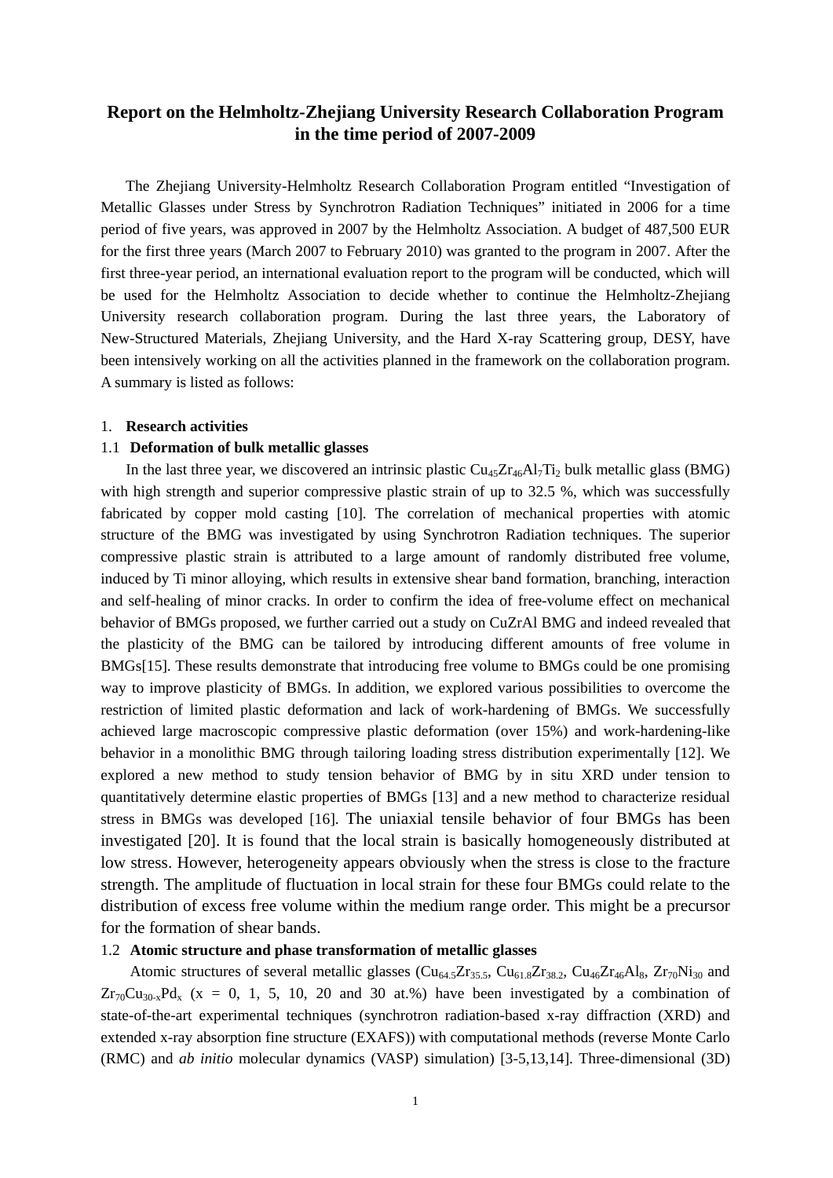# Report on the Helmholtz-Zhejiang University Research Collaboration Program in the time period of 2007-2009

The Zhejiang University-Helmholtz Research Collaboration Program entitled "Investigation of Metallic Glasses under Stress by Synchrotron Radiation Techniques" initiated in 2006 for a time period of five years, was approved in 2007 by the Helmholtz Association. A budget of 487,500 EUR for the first three years (March 2007 to February 2010) was granted to the program in 2007. After the first three-year period, an international evaluation report to the program will be conducted, which will be used for the Helmholtz Association to decide whether to continue the Helmholtz-Zhejiang University research collaboration program. During the last three years, the Laboratory of New-Structured Materials, Zhejiang University, and the Hard X-ray Scattering group, DESY, have been intensively working on all the activities planned in the framework on the collaboration program. A summary is listed as follows:

## 1. **Research activities**

### 1.1 **Deformation of bulk metallic glasses**

In the last three year, we discovered an intrinsic plastic $Cu_{45}Zr_{46}Al_7Ti_2$ bulk metallic glass (BMG) with high strength and superior compressive plastic strain of up to 32.5 %, which was successfully fabricated by copper mold casting [10]. The correlation of mechanical properties with atomic structure of the BMG was investigated by using Synchrotron Radiation techniques. The superior compressive plastic strain is attributed to a large amount of randomly distributed free volume, induced by Ti minor alloying, which results in extensive shear band formation, branching, interaction and self-healing of minor cracks. In order to confirm the idea of free-volume effect on mechanical behavior of BMGs proposed, we further carried out a study on CuZrAl BMG and indeed revealed that the plasticity of the BMG can be tailored by introducing different amounts of free volume in BMGs[15]. These results demonstrate that introducing free volume to BMGs could be one promising way to improve plasticity of BMGs. In addition, we explored various possibilities to overcome the restriction of limited plastic deformation and lack of work-hardening of BMGs. We successfully achieved large macroscopic compressive plastic deformation (over 15%) and work-hardening-like behavior in a monolithic BMG through tailoring loading stress distribution experimentally [12]. We explored a new method to study tension behavior of BMG by in situ XRD under tension to quantitatively determine elastic properties of BMGs [13] and a new method to characterize residual stress in BMGs was developed [16]. The uniaxial tensile behavior of four BMGs has been investigated [20]. It is found that the local strain is basically homogeneously distributed at low stress. However, heterogeneity appears obviously when the stress is close to the fracture strength. The amplitude of fluctuation in local strain for these four BMGs could relate to the distribution of excess free volume within the medium range order. This might be a precursor for the formation of shear bands.

### 1.2 **Atomic structure and phase transformation of metallic glasses**

Atomic structures of several metallic glasses ($Cu_{64.5}Zr_{35.5}$, $Cu_{61.8}Zr_{38.2}$, $Cu_{46}Zr_{46}Al_8$, $Zr_{70}Ni_{30}$ and $Zr_{70}Cu_{30-x}Pd_x$ (x = 0, 1, 5, 10, 20 and 30 at.%) have been investigated by a combination of state-of-the-art experimental techniques (synchrotron radiation-based x-ray diffraction (XRD) and extended x-ray absorption fine structure (EXAFS)) with computational methods (reverse Monte Carlo (RMC) and *ab initio* molecular dynamics (VASP) simulation) [3-5,13,14]. Three-dimensional (3D)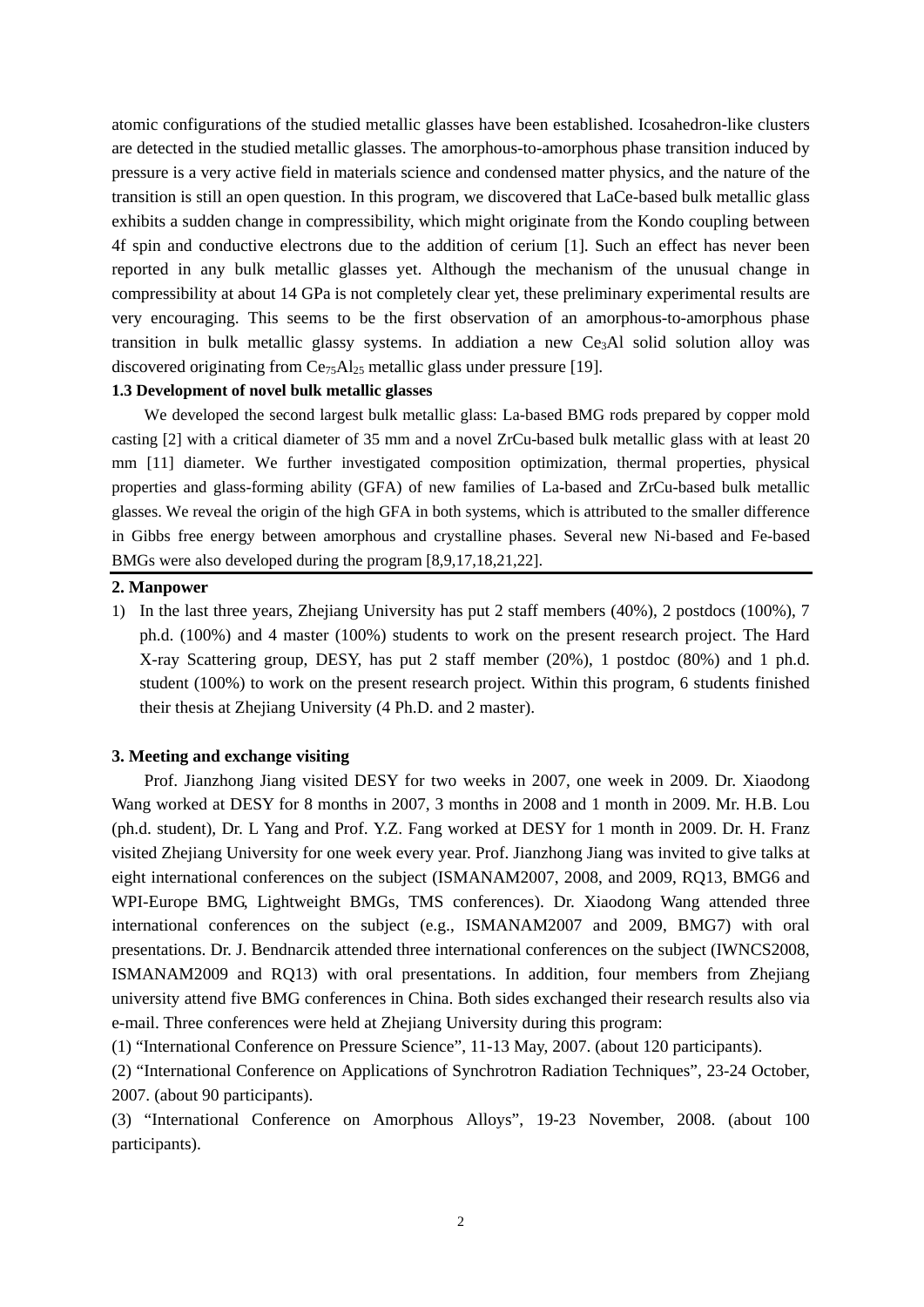atomic configurations of the studied metallic glasses have been established. Icosahedron-like clusters are detected in the studied metallic glasses. The amorphous-to-amorphous phase transition induced by pressure is a very active field in materials science and condensed matter physics, and the nature of the transition is still an open question. In this program, we discovered that LaCe-based bulk metallic glass exhibits a sudden change in compressibility, which might originate from the Kondo coupling between 4f spin and conductive electrons due to the addition of cerium [1]. Such an effect has never been reported in any bulk metallic glasses yet. Although the mechanism of the unusual change in compressibility at about 14 GPa is not completely clear yet, these preliminary experimental results are very encouraging. This seems to be the first observation of an amorphous-to-amorphous phase transition in bulk metallic glassy systems. In addiation a new $Ce_3Al$ solid solution alloy was discovered originating from $Ce_{75}Al_{25}$ metallic glass under pressure [19].

**1.3 Development of novel bulk metallic glasses**

We developed the second largest bulk metallic glass: La-based BMG rods prepared by copper mold casting [2] with a critical diameter of 35 mm and a novel ZrCu-based bulk metallic glass with at least 20 mm [11] diameter. We further investigated composition optimization, thermal properties, physical properties and glass-forming ability (GFA) of new families of La-based and ZrCu-based bulk metallic glasses. We reveal the origin of the high GFA in both systems, which is attributed to the smaller difference in Gibbs free energy between amorphous and crystalline phases. Several new Ni-based and Fe-based BMGs were also developed during the program [8,9,17,18,21,22].

**2. Manpower**

1) In the last three years, Zhejiang University has put 2 staff members (40%), 2 postdocs (100%), 7 ph.d. (100%) and 4 master (100%) students to work on the present research project. The Hard X-ray Scattering group, DESY, has put 2 staff member (20%), 1 postdoc (80%) and 1 ph.d. student (100%) to work on the present research project. Within this program, 6 students finished their thesis at Zhejiang University (4 Ph.D. and 2 master).

**3. Meeting and exchange visiting**

Prof. Jianzhong Jiang visited DESY for two weeks in 2007, one week in 2009. Dr. Xiaodong Wang worked at DESY for 8 months in 2007, 3 months in 2008 and 1 month in 2009. Mr. H.B. Lou (ph.d. student), Dr. L Yang and Prof. Y.Z. Fang worked at DESY for 1 month in 2009. Dr. H. Franz visited Zhejiang University for one week every year. Prof. Jianzhong Jiang was invited to give talks at eight international conferences on the subject (ISMANAM2007, 2008, and 2009, RQ13, BMG6 and WPI-Europe BMG, Lightweight BMGs, TMS conferences). Dr. Xiaodong Wang attended three international conferences on the subject (e.g., ISMANAM2007 and 2009, BMG7) with oral presentations. Dr. J. Bendnarcik attended three international conferences on the subject (IWNCS2008, ISMANAM2009 and RQ13) with oral presentations. In addition, four members from Zhejiang university attend five BMG conferences in China. Both sides exchanged their research results also via e-mail. Three conferences were held at Zhejiang University during this program:

(1) "International Conference on Pressure Science", 11-13 May, 2007. (about 120 participants).

(2) "International Conference on Applications of Synchrotron Radiation Techniques", 23-24 October, 2007. (about 90 participants).

(3) "International Conference on Amorphous Alloys", 19-23 November, 2008. (about 100 participants).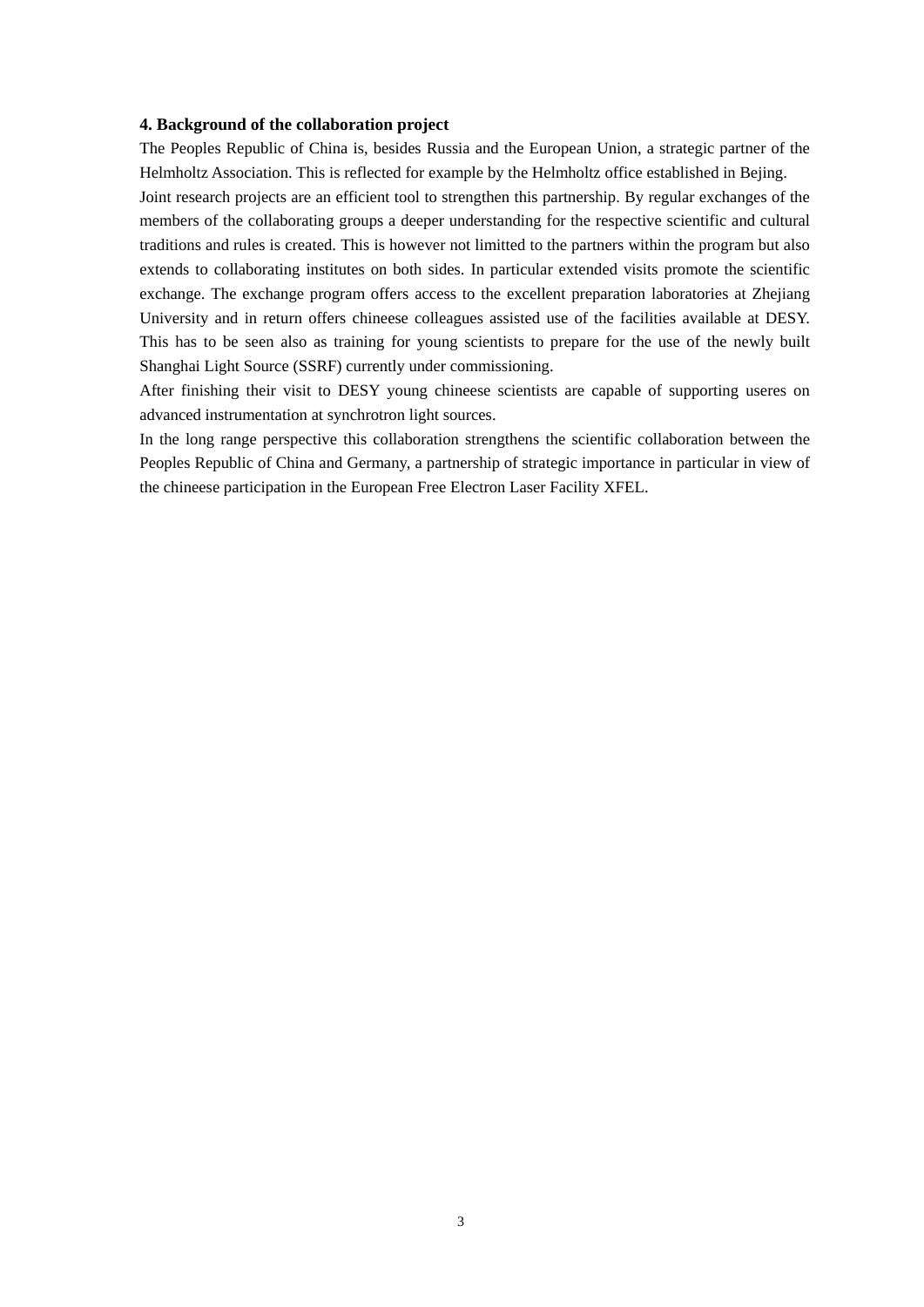**4. Background of the collaboration project**

The Peoples Republic of China is, besides Russia and the European Union, a strategic partner of the Helmholtz Association. This is reflected for example by the Helmholtz office established in Bejing.

Joint research projects are an efficient tool to strengthen this partnership. By regular exchanges of the members of the collaborating groups a deeper understanding for the respective scientific and cultural traditions and rules is created. This is however not limitted to the partners within the program but also extends to collaborating institutes on both sides. In particular extended visits promote the scientific exchange. The exchange program offers access to the excellent preparation laboratories at Zhejiang University and in return offers chineese colleagues assisted use of the facilities available at DESY. This has to be seen also as training for young scientists to prepare for the use of the newly built Shanghai Light Source (SSRF) currently under commissioning.

After finishing their visit to DESY young chineese scientists are capable of supporting useres on advanced instrumentation at synchrotron light sources.

In the long range perspective this collaboration strengthens the scientific collaboration between the Peoples Republic of China and Germany, a partnership of strategic importance in particular in view of the chineese participation in the European Free Electron Laser Facility XFEL.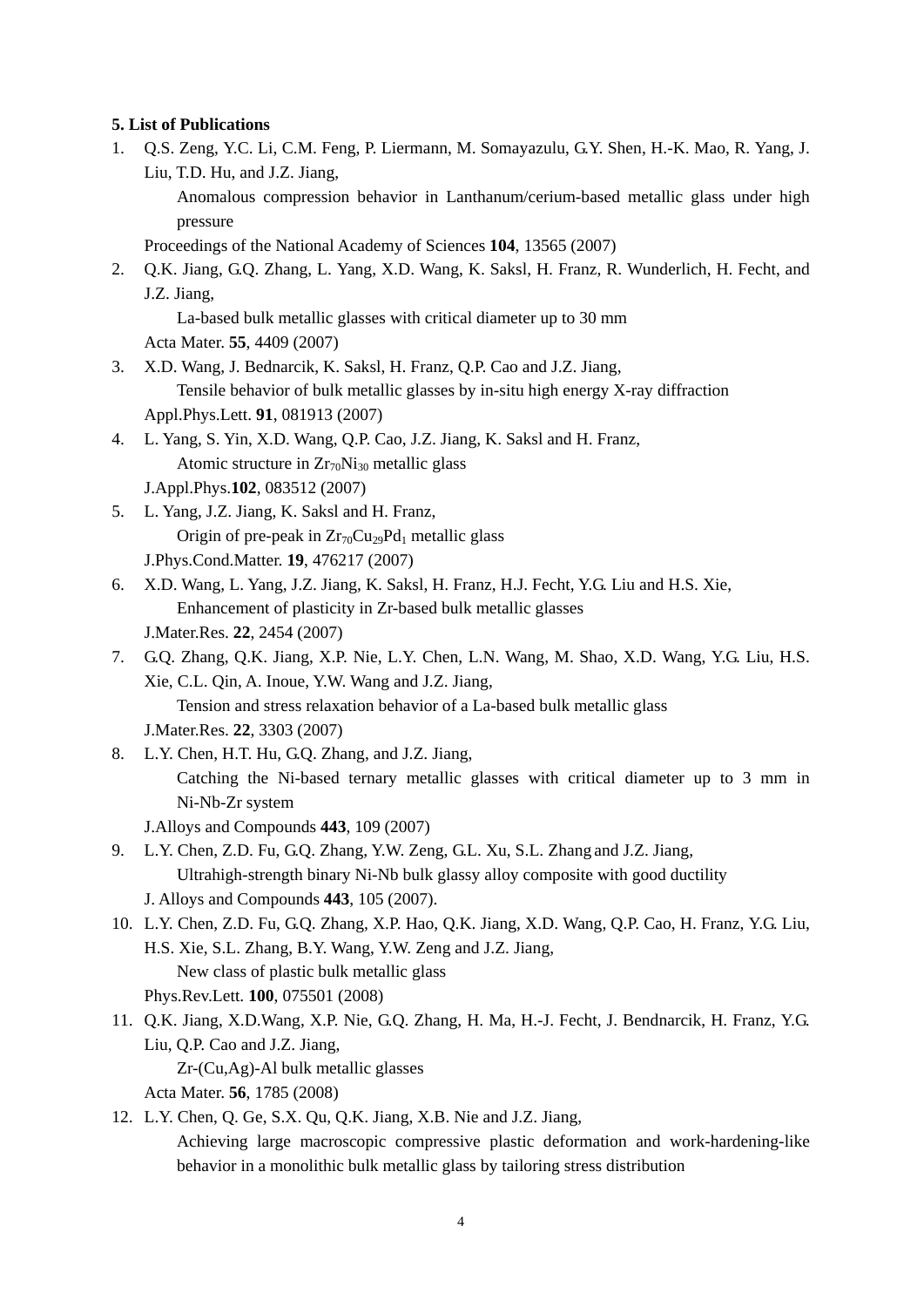**5. List of Publications**

1. Q.S. Zeng, Y.C. Li, C.M. Feng, P. Liermann, M. Somayazulu, G.Y. Shen, H.-K. Mao, R. Yang, J. Liu, T.D. Hu, and J.Z. Jiang,
   Anomalous compression behavior in Lanthanum/cerium-based metallic glass under high pressure
   Proceedings of the National Academy of Sciences **104**, 13565 (2007)
2. Q.K. Jiang, G.Q. Zhang, L. Yang, X.D. Wang, K. Saksl, H. Franz, R. Wunderlich, H. Fecht, and J.Z. Jiang,
   La-based bulk metallic glasses with critical diameter up to 30 mm
   Acta Mater. **55**, 4409 (2007)
3. X.D. Wang, J. Bednarcik, K. Saksl, H. Franz, Q.P. Cao and J.Z. Jiang,
   Tensile behavior of bulk metallic glasses by in-situ high energy X-ray diffraction
   Appl.Phys.Lett. **91**, 081913 (2007)
4. L. Yang, S. Yin, X.D. Wang, Q.P. Cao, J.Z. Jiang, K. Saksl and H. Franz,
   Atomic structure in $Zr_{70}Ni_{30}$ metallic glass
   J.Appl.Phys.**102**, 083512 (2007)
5. L. Yang, J.Z. Jiang, K. Saksl and H. Franz,
   Origin of pre-peak in $Zr_{70}Cu_{29}Pd_1$ metallic glass
   J.Phys.Cond.Matter. **19**, 476217 (2007)
6. X.D. Wang, L. Yang, J.Z. Jiang, K. Saksl, H. Franz, H.J. Fecht, Y.G. Liu and H.S. Xie,
   Enhancement of plasticity in Zr-based bulk metallic glasses
   J.Mater.Res. **22**, 2454 (2007)
7. G.Q. Zhang, Q.K. Jiang, X.P. Nie, L.Y. Chen, L.N. Wang, M. Shao, X.D. Wang, Y.G. Liu, H.S. Xie, C.L. Qin, A. Inoue, Y.W. Wang and J.Z. Jiang,
   Tension and stress relaxation behavior of a La-based bulk metallic glass
   J.Mater.Res. **22**, 3303 (2007)
8. L.Y. Chen, H.T. Hu, G.Q. Zhang, and J.Z. Jiang,
   Catching the Ni-based ternary metallic glasses with critical diameter up to 3 mm in Ni-Nb-Zr system
   J.Alloys and Compounds **443**, 109 (2007)
9. L.Y. Chen, Z.D. Fu, G.Q. Zhang, Y.W. Zeng, G.L. Xu, S.L. Zhang and J.Z. Jiang,
   Ultrahigh-strength binary Ni-Nb bulk glassy alloy composite with good ductility
   J. Alloys and Compounds **443**, 105 (2007).
10. L.Y. Chen, Z.D. Fu, G.Q. Zhang, X.P. Hao, Q.K. Jiang, X.D. Wang, Q.P. Cao, H. Franz, Y.G. Liu, H.S. Xie, S.L. Zhang, B.Y. Wang, Y.W. Zeng and J.Z. Jiang,
    New class of plastic bulk metallic glass
    Phys.Rev.Lett. **100**, 075501 (2008)
11. Q.K. Jiang, X.D.Wang, X.P. Nie, G.Q. Zhang, H. Ma, H.-J. Fecht, J. Bendnarcik, H. Franz, Y.G. Liu, Q.P. Cao and J.Z. Jiang,
    Zr-(Cu,Ag)-Al bulk metallic glasses
    Acta Mater. **56**, 1785 (2008)
12. L.Y. Chen, Q. Ge, S.X. Qu, Q.K. Jiang, X.B. Nie and J.Z. Jiang,
    Achieving large macroscopic compressive plastic deformation and work-hardening-like behavior in a monolithic bulk metallic glass by tailoring stress distribution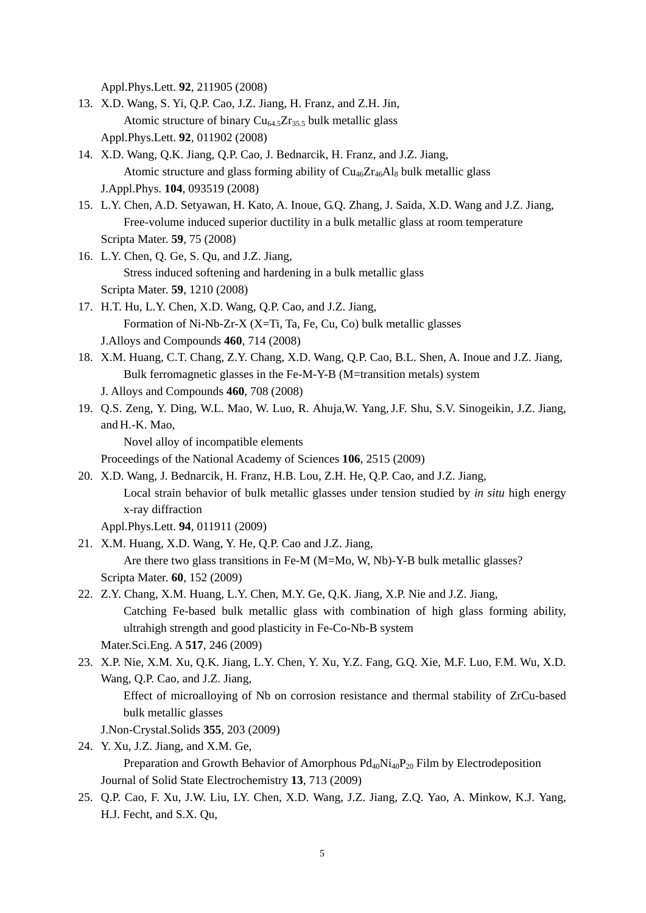Appl.Phys.Lett. **92**, 211905 (2008)

13. X.D. Wang, S. Yi, Q.P. Cao, J.Z. Jiang, H. Franz, and Z.H. Jin,
    Atomic structure of binary $Cu_{64.5}Zr_{35.5}$ bulk metallic glass
    Appl.Phys.Lett. **92**, 011902 (2008)
14. X.D. Wang, Q.K. Jiang, Q.P. Cao, J. Bednarcik, H. Franz, and J.Z. Jiang,
    Atomic structure and glass forming ability of $Cu_{46}Zr_{46}Al_8$ bulk metallic glass
    J.Appl.Phys. **104**, 093519 (2008)
15. L.Y. Chen, A.D. Setyawan, H. Kato, A. Inoue, G.Q. Zhang, J. Saida, X.D. Wang and J.Z. Jiang,
    Free-volume induced superior ductility in a bulk metallic glass at room temperature
    Scripta Mater. **59**, 75 (2008)
16. L.Y. Chen, Q. Ge, S. Qu, and J.Z. Jiang,
    Stress induced softening and hardening in a bulk metallic glass
    Scripta Mater. **59**, 1210 (2008)
17. H.T. Hu, L.Y. Chen, X.D. Wang, Q.P. Cao, and J.Z. Jiang,
    Formation of Ni-Nb-Zr-X (X=Ti, Ta, Fe, Cu, Co) bulk metallic glasses
    J.Alloys and Compounds **460**, 714 (2008)
18. X.M. Huang, C.T. Chang, Z.Y. Chang, X.D. Wang, Q.P. Cao, B.L. Shen, A. Inoue and J.Z. Jiang,
    Bulk ferromagnetic glasses in the Fe-M-Y-B (M=transition metals) system
    J. Alloys and Compounds **460**, 708 (2008)
19. Q.S. Zeng, Y. Ding, W.L. Mao, W. Luo, R. Ahuja, W. Yang, J.F. Shu, S.V. Sinogeikin, J.Z. Jiang, and H.-K. Mao,
    Novel alloy of incompatible elements
    Proceedings of the National Academy of Sciences **106**, 2515 (2009)
20. X.D. Wang, J. Bednarcik, H. Franz, H.B. Lou, Z.H. He, Q.P. Cao, and J.Z. Jiang,
    Local strain behavior of bulk metallic glasses under tension studied by *in situ* high energy x-ray diffraction
    Appl.Phys.Lett. **94**, 011911 (2009)
21. X.M. Huang, X.D. Wang, Y. He, Q.P. Cao and J.Z. Jiang,
    Are there two glass transitions in Fe-M (M=Mo, W, Nb)-Y-B bulk metallic glasses?
    Scripta Mater. **60**, 152 (2009)
22. Z.Y. Chang, X.M. Huang, L.Y. Chen, M.Y. Ge, Q.K. Jiang, X.P. Nie and J.Z. Jiang,
    Catching Fe-based bulk metallic glass with combination of high glass forming ability, ultrahigh strength and good plasticity in Fe-Co-Nb-B system
    Mater.Sci.Eng. A **517**, 246 (2009)
23. X.P. Nie, X.M. Xu, Q.K. Jiang, L.Y. Chen, Y. Xu, Y.Z. Fang, G.Q. Xie, M.F. Luo, F.M. Wu, X.D. Wang, Q.P. Cao, and J.Z. Jiang,
    Effect of microalloying of Nb on corrosion resistance and thermal stability of ZrCu-based bulk metallic glasses
    J.Non-Crystal.Solids **355**, 203 (2009)
24. Y. Xu, J.Z. Jiang, and X.M. Ge,
    Preparation and Growth Behavior of Amorphous $Pd_{40}Ni_{40}P_{20}$ Film by Electrodeposition
    Journal of Solid State Electrochemistry **13**, 713 (2009)
25. Q.P. Cao, F. Xu, J.W. Liu, LY. Chen, X.D. Wang, J.Z. Jiang, Z.Q. Yao, A. Minkow, K.J. Yang, H.J. Fecht, and S.X. Qu,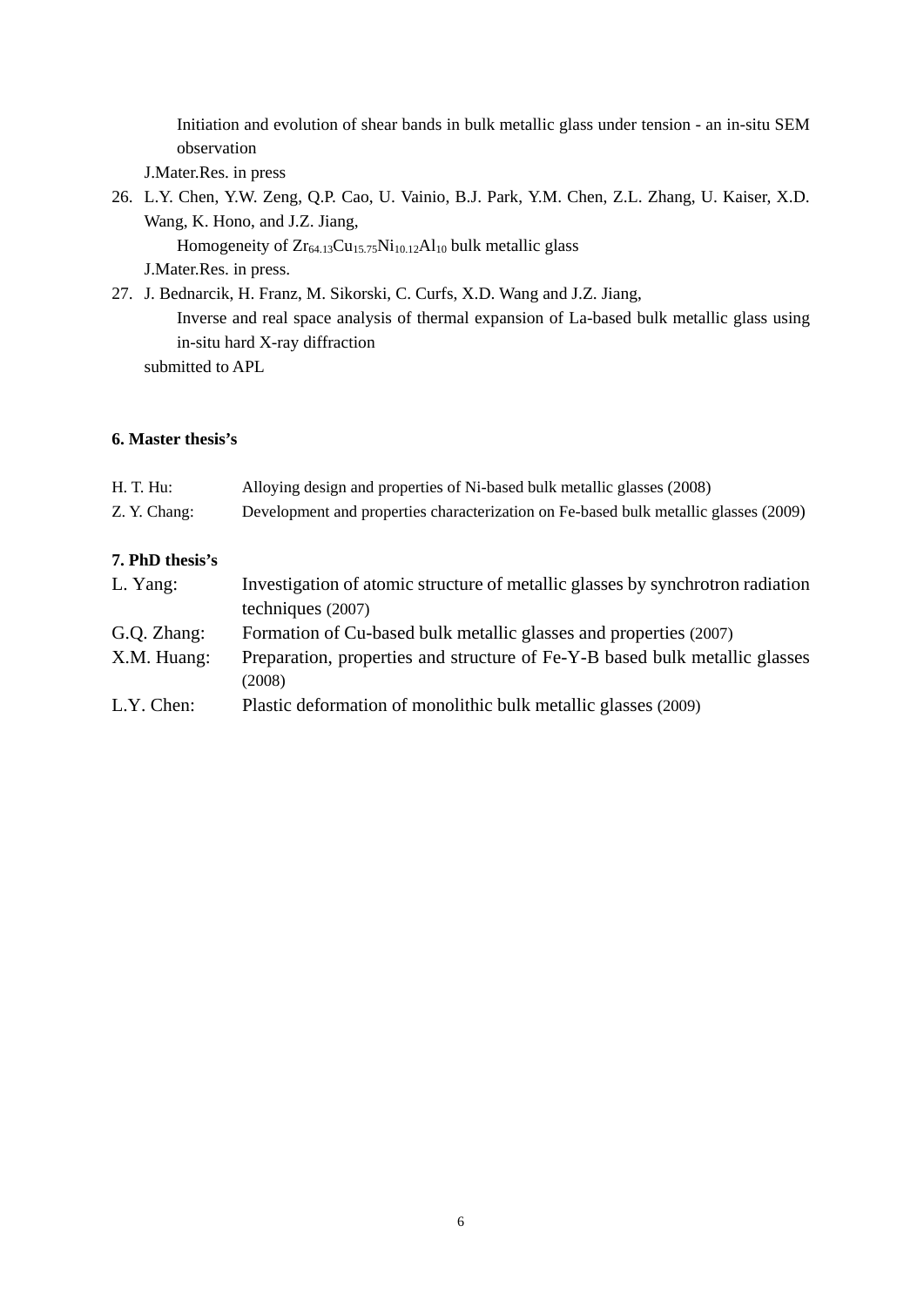Initiation and evolution of shear bands in bulk metallic glass under tension - an in-situ SEM observation

J.Mater.Res. in press

26. L.Y. Chen, Y.W. Zeng, Q.P. Cao, U. Vainio, B.J. Park, Y.M. Chen, Z.L. Zhang, U. Kaiser, X.D. Wang, K. Hono, and J.Z. Jiang,

    Homogeneity of $Zr_{64.13}Cu_{15.75}Ni_{10.12}Al_{10}$ bulk metallic glass

    J.Mater.Res. in press.

27. J. Bednarcik, H. Franz, M. Sikorski, C. Curfs, X.D. Wang and J.Z. Jiang,

    Inverse and real space analysis of thermal expansion of La-based bulk metallic glass using in-situ hard X-ray diffraction

    submitted to APL

**6. Master thesis's**

| | |
|---|---|
| H. T. Hu: | Alloying design and properties of Ni-based bulk metallic glasses (2008) |
| Z. Y. Chang: | Development and properties characterization on Fe-based bulk metallic glasses (2009) |

**7. PhD thesis's**

| | |
|---|---|
| L. Yang: | Investigation of atomic structure of metallic glasses by synchrotron radiation techniques (2007) |
| G.Q. Zhang: | Formation of Cu-based bulk metallic glasses and properties (2007) |
| X.M. Huang: | Preparation, properties and structure of Fe-Y-B based bulk metallic glasses (2008) |
| L.Y. Chen: | Plastic deformation of monolithic bulk metallic glasses (2009) |